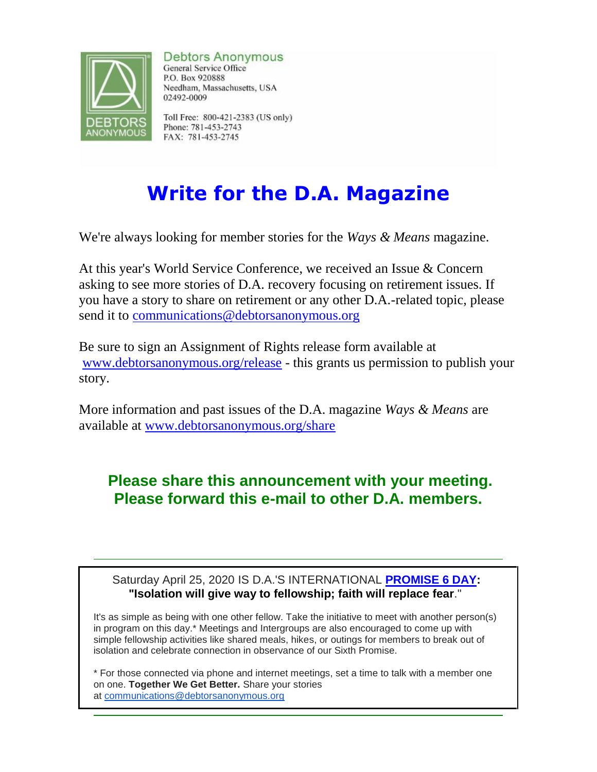Debtors Anonymous
General Service Office
P.O. Box 920888
Needham, Massachusetts, USA
02492-0009

Toll Free: 800-421-2383 (US only)
Phone: 781-453-2743
FAX: 781-453-2745

# Write for the D.A. Magazine

We're always looking for member stories for the *Ways & Means* magazine.

At this year's World Service Conference, we received an Issue & Concern asking to see more stories of D.A. recovery focusing on retirement issues. If you have a story to share on retirement or any other D.A.-related topic, please send it to communications@debtorsanonymous.org

Be sure to sign an Assignment of Rights release form available at www.debtorsanonymous.org/release - this grants us permission to publish your story.

More information and past issues of the D.A. magazine *Ways & Means* are available at www.debtorsanonymous.org/share

**Please share this announcement with your meeting.**
**Please forward this e-mail to other D.A. members.**

---

Saturday April 25, 2020 IS D.A.'S INTERNATIONAL **PROMISE 6 DAY:**
**"Isolation will give way to fellowship; faith will replace fear."**

It's as simple as being with one other fellow. Take the initiative to meet with another person(s) in program on this day.* Meetings and Intergroups are also encouraged to come up with simple fellowship activities like shared meals, hikes, or outings for members to break out of isolation and celebrate connection in observance of our Sixth Promise.

* For those connected via phone and internet meetings, set a time to talk with a member one on one. **Together We Get Better.** Share your stories at communications@debtorsanonymous.org

---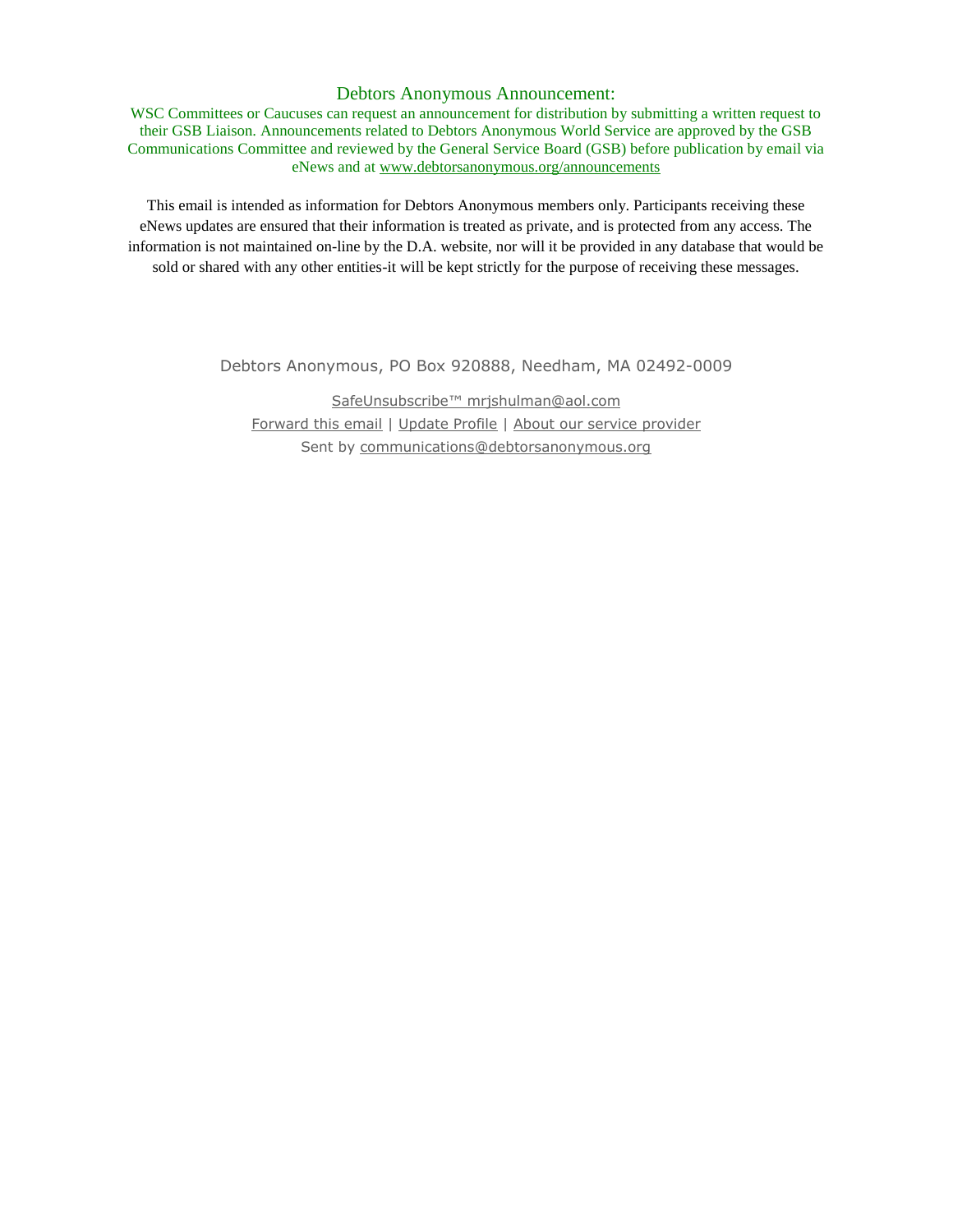Debtors Anonymous Announcement:

WSC Committees or Caucuses can request an announcement for distribution by submitting a written request to their GSB Liaison. Announcements related to Debtors Anonymous World Service are approved by the GSB Communications Committee and reviewed by the General Service Board (GSB) before publication by email via eNews and at www.debtorsanonymous.org/announcements

This email is intended as information for Debtors Anonymous members only. Participants receiving these eNews updates are ensured that their information is treated as private, and is protected from any access. The information is not maintained on-line by the D.A. website, nor will it be provided in any database that would be sold or shared with any other entities-it will be kept strictly for the purpose of receiving these messages.

Debtors Anonymous, PO Box 920888, Needham, MA 02492-0009

SafeUnsubscribe™ mrjshulman@aol.com

Forward this email | Update Profile | About our service provider

Sent by communications@debtorsanonymous.org